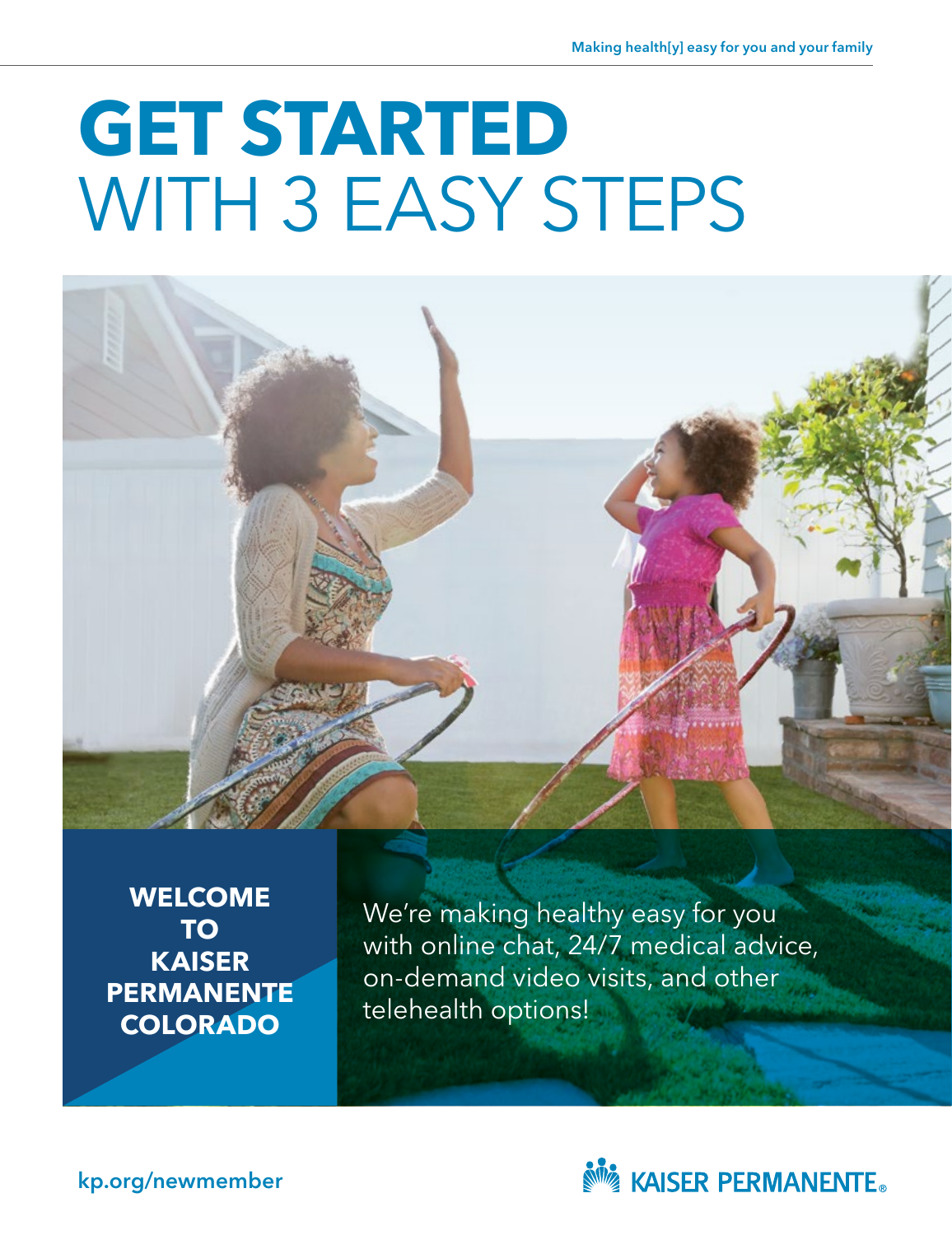Making health[y] easy for you and your family

# GET STARTED WITH 3 EASY STEPS

**WELCOME TO KAISER PERMANENTE COLORADO**

We're making healthy easy for you with online chat, 24/7 medical advice, on-demand video visits, and other telehealth options!

kp.org/newmember

KAISER PERMANENTE®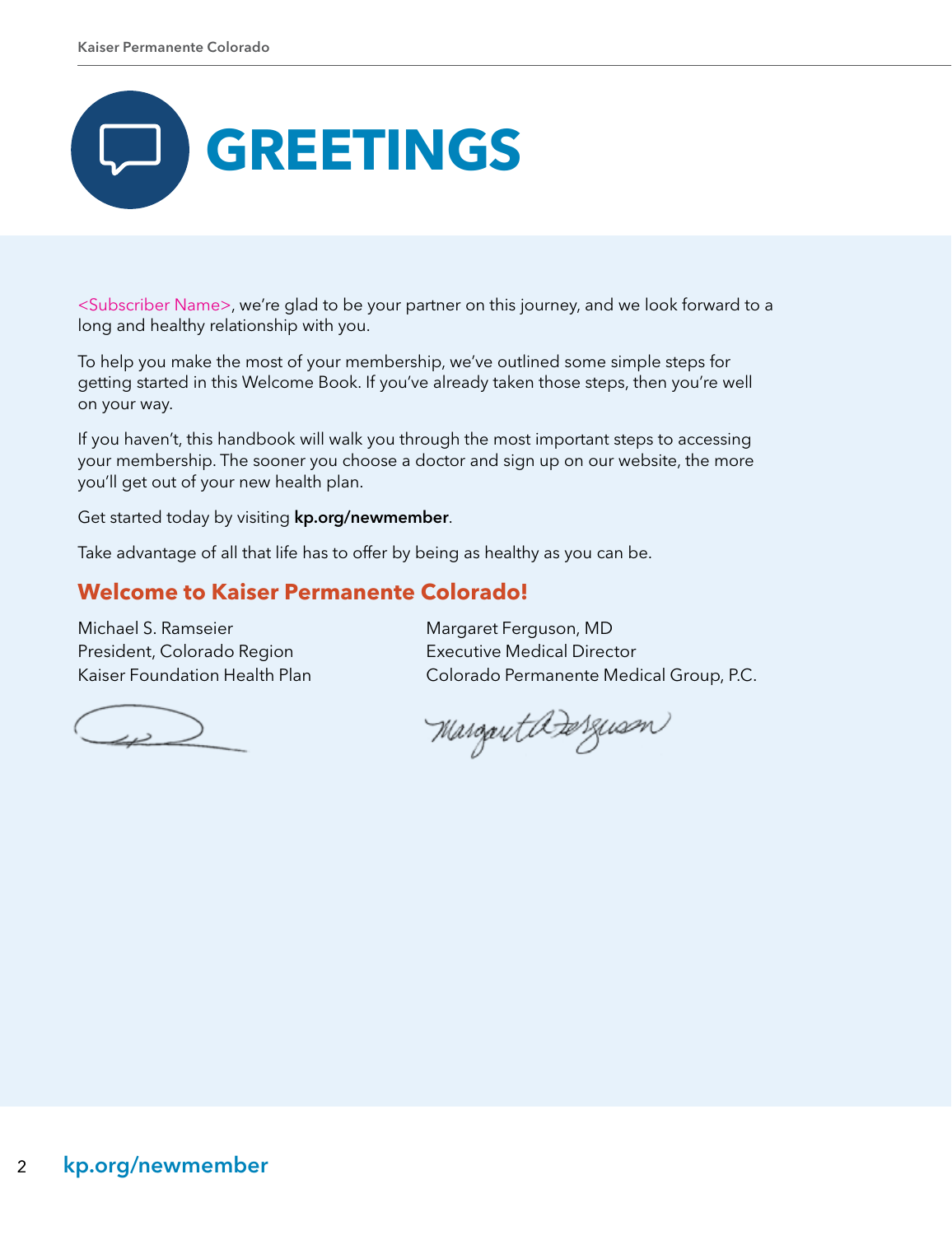# GREETINGS

<Subscriber Name>, we're glad to be your partner on this journey, and we look forward to a long and healthy relationship with you.

To help you make the most of your membership, we've outlined some simple steps for getting started in this Welcome Book. If you've already taken those steps, then you're well on your way.

If you haven't, this handbook will walk you through the most important steps to accessing your membership. The sooner you choose a doctor and sign up on our website, the more you'll get out of your new health plan.

Get started today by visiting **kp.org/newmember**.

Take advantage of all that life has to offer by being as healthy as you can be.

## Welcome to Kaiser Permanente Colorado!

Michael S. Ramseier
President, Colorado Region
Kaiser Foundation Health Plan

Margaret Ferguson, MD
Executive Medical Director
Colorado Permanente Medical Group, P.C.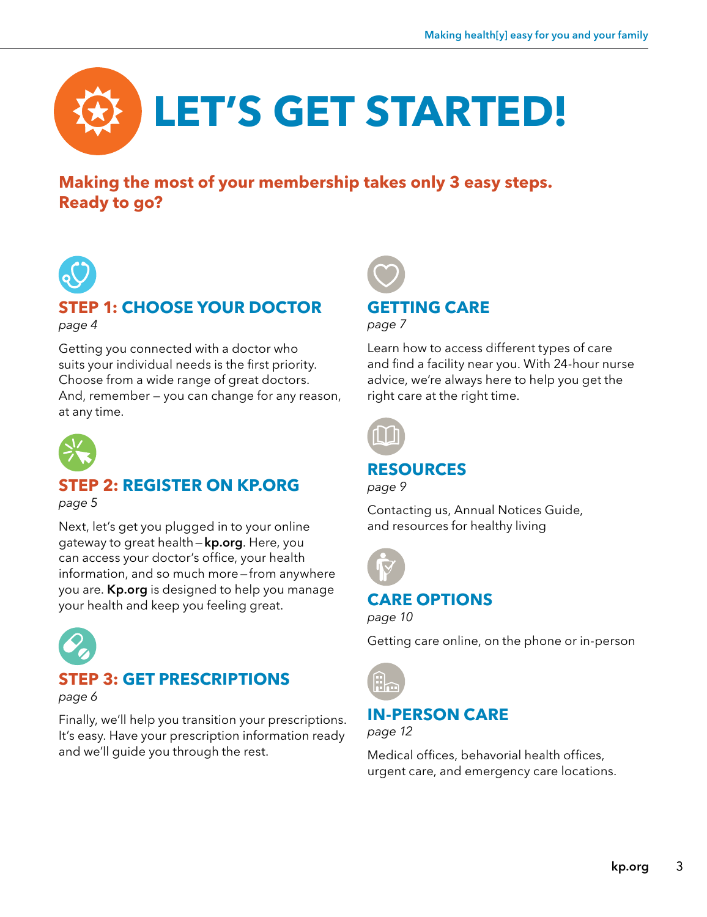# LET'S GET STARTED!

**Making the most of your membership takes only 3 easy steps. Ready to go?**

## STEP 1: CHOOSE YOUR DOCTOR

*page 4*

Getting you connected with a doctor who suits your individual needs is the first priority. Choose from a wide range of great doctors. And, remember – you can change for any reason, at any time.

## STEP 2: REGISTER ON KP.ORG

*page 5*

Next, let's get you plugged in to your online gateway to great health – **kp.org**. Here, you can access your doctor's office, your health information, and so much more – from anywhere you are. **Kp.org** is designed to help you manage your health and keep you feeling great.

## STEP 3: GET PRESCRIPTIONS

*page 6*

Finally, we'll help you transition your prescriptions. It's easy. Have your prescription information ready and we'll guide you through the rest.

## GETTING CARE

*page 7*

Learn how to access different types of care and find a facility near you. With 24-hour nurse advice, we're always here to help you get the right care at the right time.

## RESOURCES

*page 9*

Contacting us, Annual Notices Guide, and resources for healthy living

## CARE OPTIONS

*page 10*

Getting care online, on the phone or in-person

## IN-PERSON CARE

*page 12*

Medical offices, behavorial health offices, urgent care, and emergency care locations.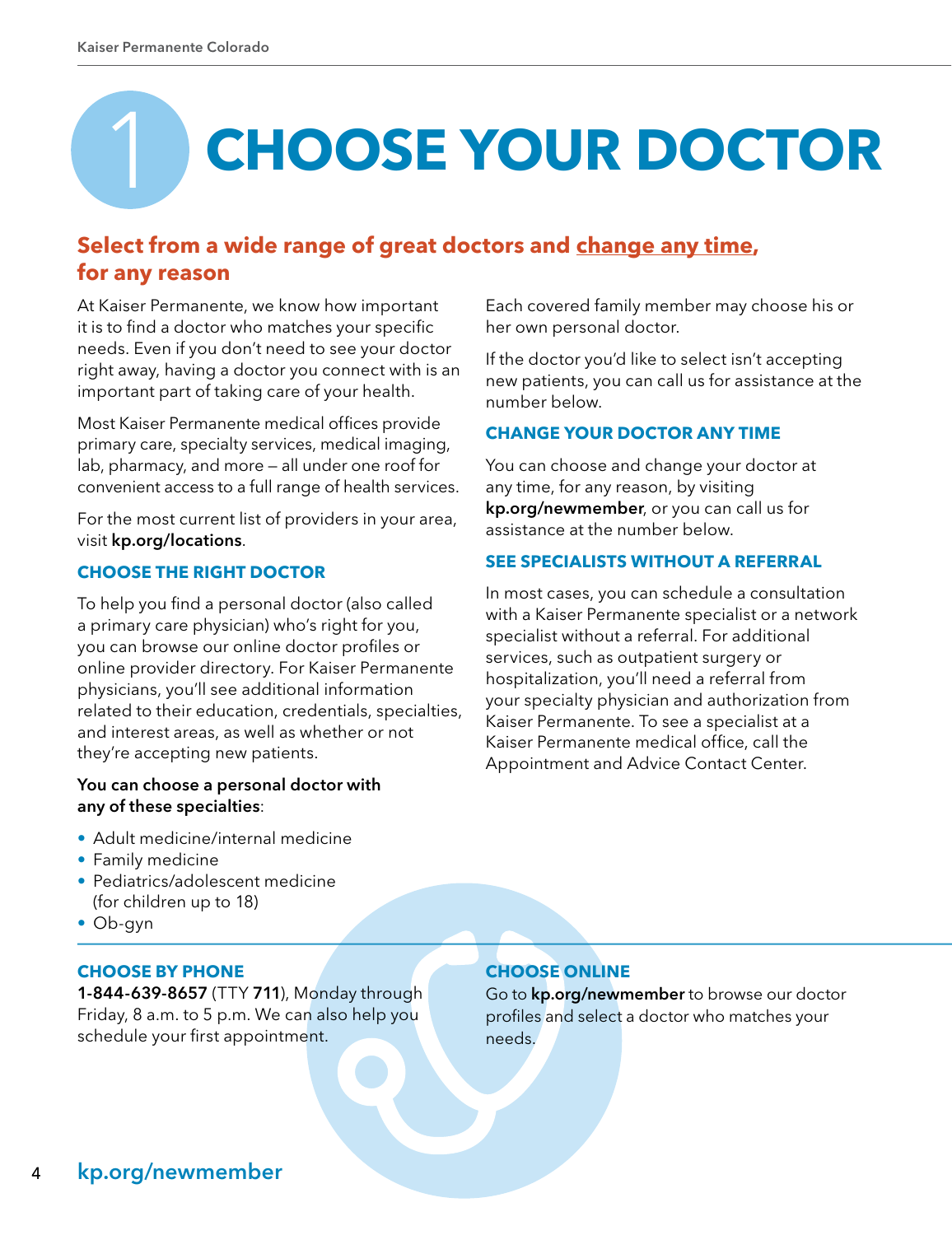# 1 CHOOSE YOUR DOCTOR

## Select from a wide range of great doctors and change any time, for any reason

At Kaiser Permanente, we know how important it is to find a doctor who matches your specific needs. Even if you don't need to see your doctor right away, having a doctor you connect with is an important part of taking care of your health.

Most Kaiser Permanente medical offices provide primary care, specialty services, medical imaging, lab, pharmacy, and more — all under one roof for convenient access to a full range of health services.

For the most current list of providers in your area, visit **kp.org/locations**.

### CHOOSE THE RIGHT DOCTOR

To help you find a personal doctor (also called a primary care physician) who's right for you, you can browse our online doctor profiles or online provider directory. For Kaiser Permanente physicians, you'll see additional information related to their education, credentials, specialties, and interest areas, as well as whether or not they're accepting new patients.

**You can choose a personal doctor with any of these specialties**:

- Adult medicine/internal medicine
- Family medicine
- Pediatrics/adolescent medicine (for children up to 18)
- Ob-gyn

Each covered family member may choose his or her own personal doctor.

If the doctor you'd like to select isn't accepting new patients, you can call us for assistance at the number below.

### CHANGE YOUR DOCTOR ANY TIME

You can choose and change your doctor at any time, for any reason, by visiting **kp.org/newmember**, or you can call us for assistance at the number below.

### SEE SPECIALISTS WITHOUT A REFERRAL

In most cases, you can schedule a consultation with a Kaiser Permanente specialist or a network specialist without a referral. For additional services, such as outpatient surgery or hospitalization, you'll need a referral from your specialty physician and authorization from Kaiser Permanente. To see a specialist at a Kaiser Permanente medical office, call the Appointment and Advice Contact Center.

### CHOOSE BY PHONE

**1-844-639-8657** (TTY **711**), Monday through Friday, 8 a.m. to 5 p.m. We can also help you schedule your first appointment.

### CHOOSE ONLINE

Go to **kp.org/newmember** to browse our doctor profiles and select a doctor who matches your needs.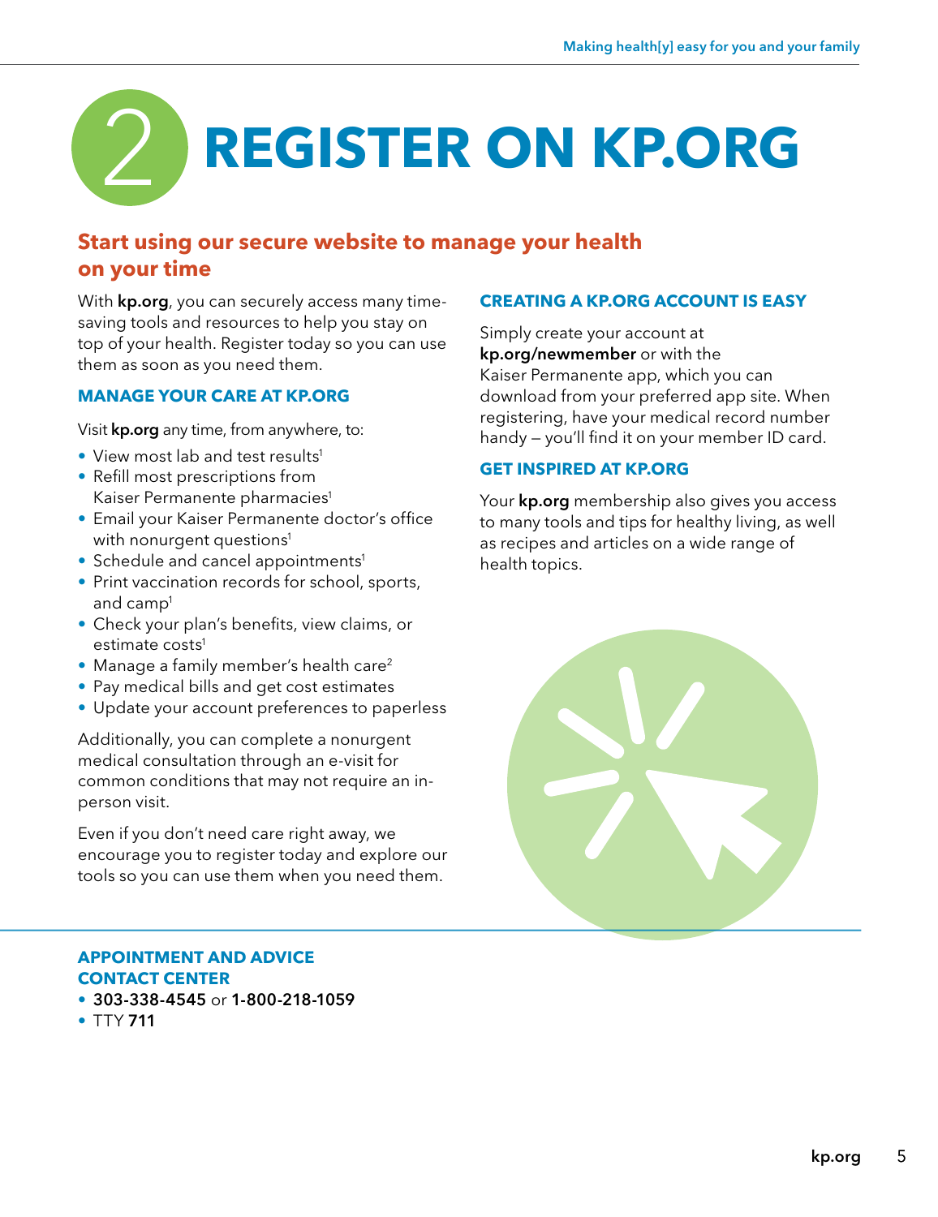# 2 REGISTER ON KP.ORG

## Start using our secure website to manage your health on your time

With **kp.org**, you can securely access many time-saving tools and resources to help you stay on top of your health. Register today so you can use them as soon as you need them.

### MANAGE YOUR CARE AT KP.ORG

Visit **kp.org** any time, from anywhere, to:

- View most lab and test results[1]
- Refill most prescriptions from Kaiser Permanente pharmacies[1]
- Email your Kaiser Permanente doctor's office with nonurgent questions[1]
- Schedule and cancel appointments[1]
- Print vaccination records for school, sports, and camp[1]
- Check your plan's benefits, view claims, or estimate costs[1]
- Manage a family member's health care[2]
- Pay medical bills and get cost estimates
- Update your account preferences to paperless

Additionally, you can complete a nonurgent medical consultation through an e-visit for common conditions that may not require an in-person visit.

Even if you don't need care right away, we encourage you to register today and explore our tools so you can use them when you need them.

### CREATING A KP.ORG ACCOUNT IS EASY

Simply create your account at **kp.org/newmember** or with the Kaiser Permanente app, which you can download from your preferred app site. When registering, have your medical record number handy — you'll find it on your member ID card.

### GET INSPIRED AT KP.ORG

Your **kp.org** membership also gives you access to many tools and tips for healthy living, as well as recipes and articles on a wide range of health topics.

### APPOINTMENT AND ADVICE CONTACT CENTER

- **303-338-4545** or **1-800-218-1059**
- TTY **711**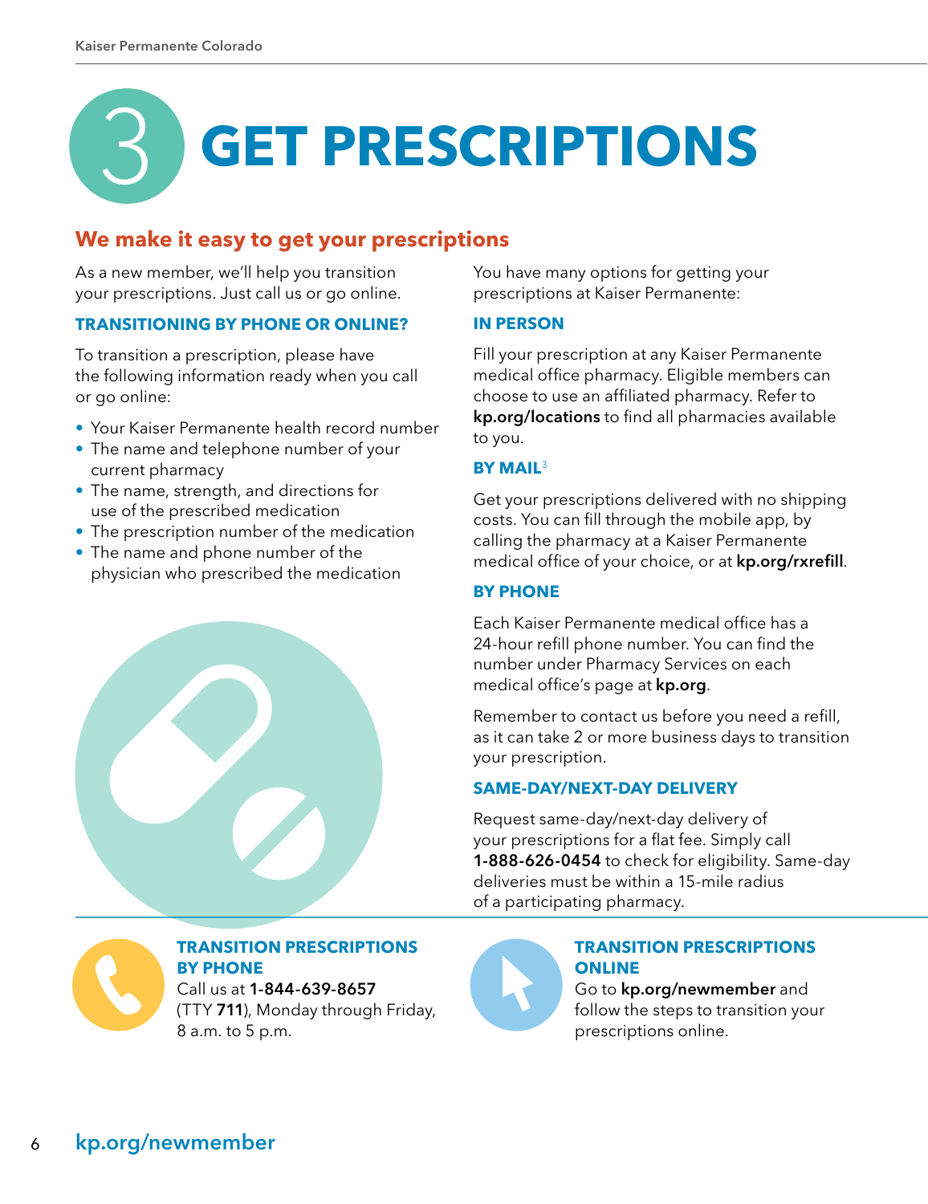# 3 GET PRESCRIPTIONS

## We make it easy to get your prescriptions

As a new member, we'll help you transition your prescriptions. Just call us or go online.

### TRANSITIONING BY PHONE OR ONLINE?

To transition a prescription, please have the following information ready when you call or go online:

- Your Kaiser Permanente health record number
- The name and telephone number of your current pharmacy
- The name, strength, and directions for use of the prescribed medication
- The prescription number of the medication
- The name and phone number of the physician who prescribed the medication

You have many options for getting your prescriptions at Kaiser Permanente:

### IN PERSON

Fill your prescription at any Kaiser Permanente medical office pharmacy. Eligible members can choose to use an affiliated pharmacy. Refer to **kp.org/locations** to find all pharmacies available to you.

### BY MAIL[3]

Get your prescriptions delivered with no shipping costs. You can fill through the mobile app, by calling the pharmacy at a Kaiser Permanente medical office of your choice, or at **kp.org/rxrefill**.

### BY PHONE

Each Kaiser Permanente medical office has a 24-hour refill phone number. You can find the number under Pharmacy Services on each medical office's page at **kp.org**.

Remember to contact us before you need a refill, as it can take 2 or more business days to transition your prescription.

### SAME-DAY/NEXT-DAY DELIVERY

Request same-day/next-day delivery of your prescriptions for a flat fee. Simply call **1-888-626-0454** to check for eligibility. Same-day deliveries must be within a 15-mile radius of a participating pharmacy.

### TRANSITION PRESCRIPTIONS BY PHONE

Call us at **1-844-639-8657** (TTY **711**), Monday through Friday, 8 a.m. to 5 p.m.

### TRANSITION PRESCRIPTIONS ONLINE

Go to **kp.org/newmember** and follow the steps to transition your prescriptions online.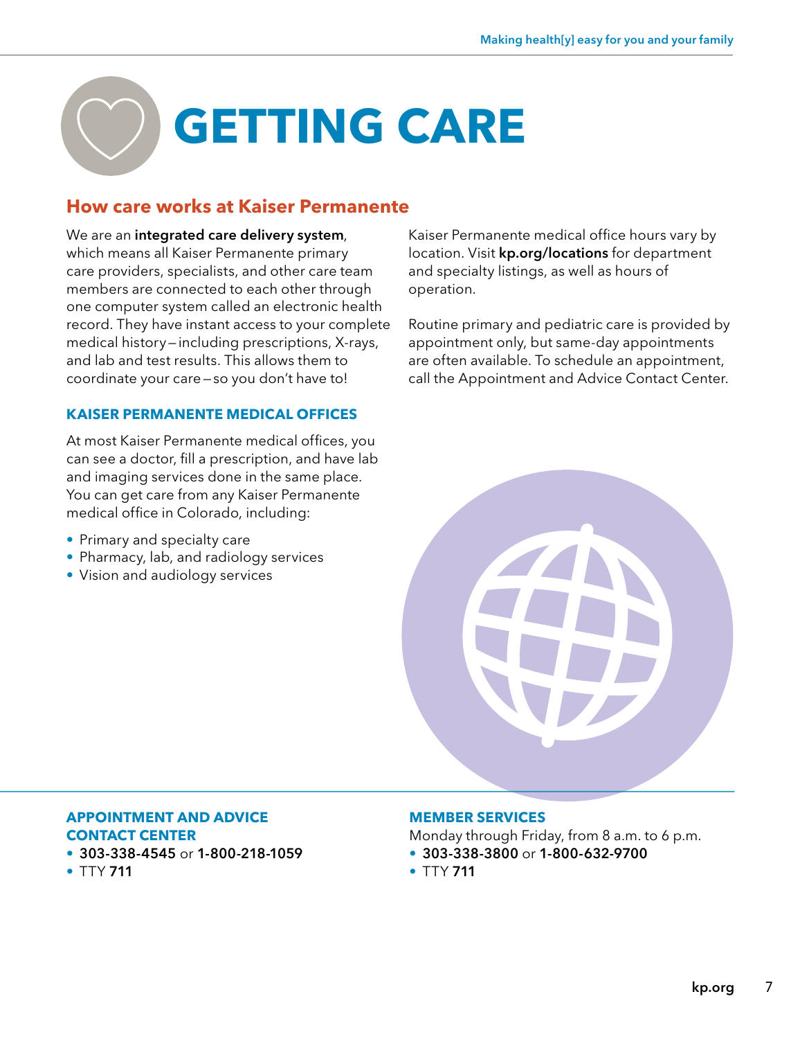# GETTING CARE

## How care works at Kaiser Permanente

We are an **integrated care delivery system**, which means all Kaiser Permanente primary care providers, specialists, and other care team members are connected to each other through one computer system called an electronic health record. They have instant access to your complete medical history—including prescriptions, X-rays, and lab and test results. This allows them to coordinate your care—so you don't have to!

### KAISER PERMANENTE MEDICAL OFFICES

At most Kaiser Permanente medical offices, you can see a doctor, fill a prescription, and have lab and imaging services done in the same place. You can get care from any Kaiser Permanente medical office in Colorado, including:

- Primary and specialty care
- Pharmacy, lab, and radiology services
- Vision and audiology services

Kaiser Permanente medical office hours vary by location. Visit **kp.org/locations** for department and specialty listings, as well as hours of operation.

Routine primary and pediatric care is provided by appointment only, but same-day appointments are often available. To schedule an appointment, call the Appointment and Advice Contact Center.

### APPOINTMENT AND ADVICE CONTACT CENTER

- **303-338-4545** or **1-800-218-1059**
- TTY **711**

### MEMBER SERVICES

Monday through Friday, from 8 a.m. to 6 p.m.

- **303-338-3800** or **1-800-632-9700**
- TTY **711**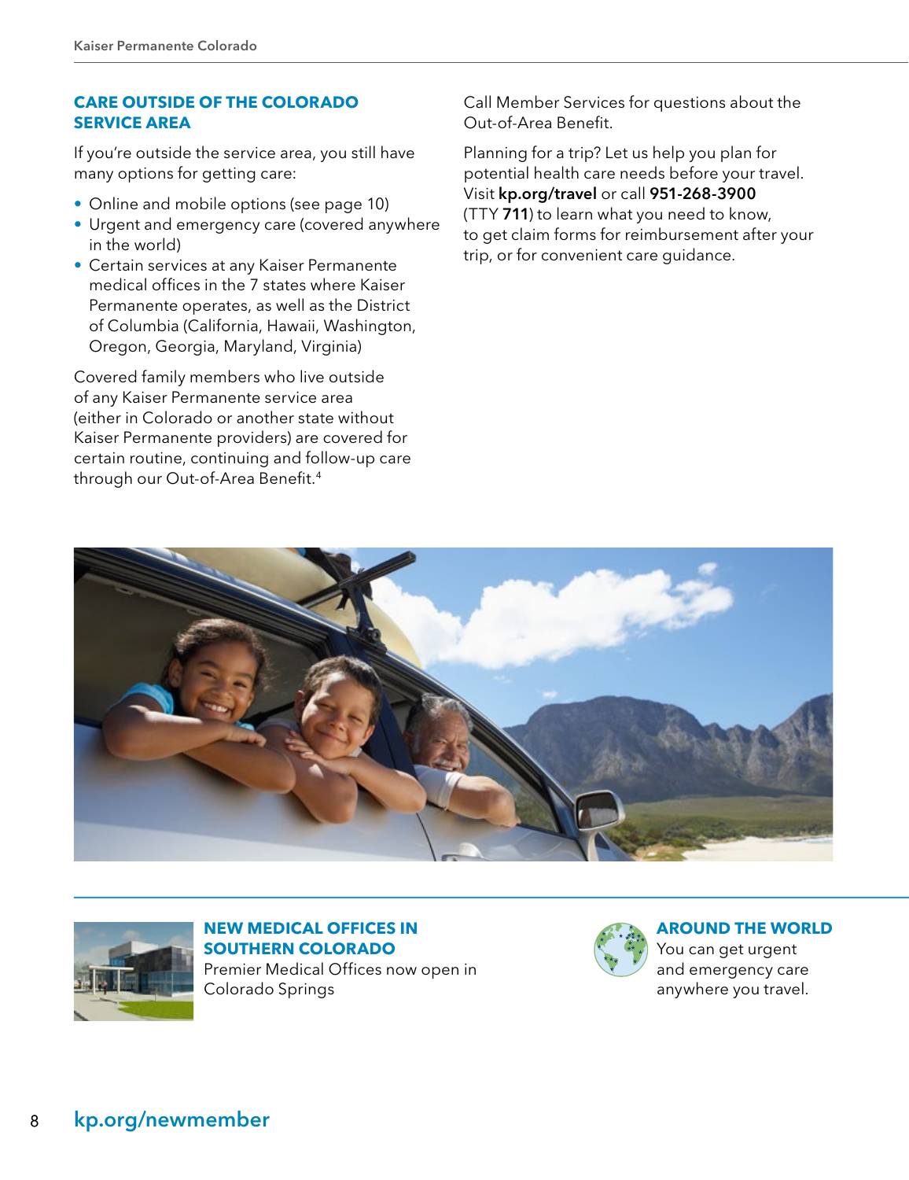## CARE OUTSIDE OF THE COLORADO SERVICE AREA

If you're outside the service area, you still have many options for getting care:

- Online and mobile options (see page 10)
- Urgent and emergency care (covered anywhere in the world)
- Certain services at any Kaiser Permanente medical offices in the 7 states where Kaiser Permanente operates, as well as the District of Columbia (California, Hawaii, Washington, Oregon, Georgia, Maryland, Virginia)

Covered family members who live outside of any Kaiser Permanente service area (either in Colorado or another state without Kaiser Permanente providers) are covered for certain routine, continuing and follow-up care through our Out-of-Area Benefit.[4]

Call Member Services for questions about the Out-of-Area Benefit.

Planning for a trip? Let us help you plan for potential health care needs before your travel. Visit **kp.org/travel** or call **951-268-3900** (TTY **711**) to learn what you need to know, to get claim forms for reimbursement after your trip, or for convenient care guidance.

### NEW MEDICAL OFFICES IN SOUTHERN COLORADO

Premier Medical Offices now open in Colorado Springs

### AROUND THE WORLD

You can get urgent and emergency care anywhere you travel.

**kp.org/newmember**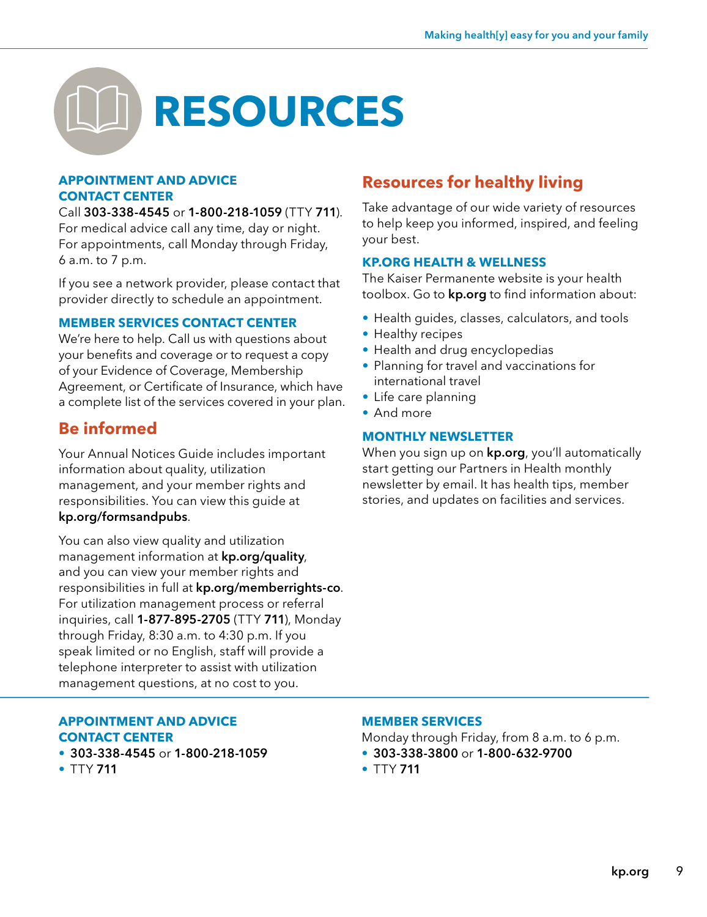# RESOURCES

### APPOINTMENT AND ADVICE CONTACT CENTER

Call **303-338-4545** or **1-800-218-1059** (TTY **711**). For medical advice call any time, day or night. For appointments, call Monday through Friday, 6 a.m. to 7 p.m.

If you see a network provider, please contact that provider directly to schedule an appointment.

### MEMBER SERVICES CONTACT CENTER

We're here to help. Call us with questions about your benefits and coverage or to request a copy of your Evidence of Coverage, Membership Agreement, or Certificate of Insurance, which have a complete list of the services covered in your plan.

## Be informed

Your Annual Notices Guide includes important information about quality, utilization management, and your member rights and responsibilities. You can view this guide at **kp.org/formsandpubs**.

You can also view quality and utilization management information at **kp.org/quality**, and you can view your member rights and responsibilities in full at **kp.org/memberrights-co**. For utilization management process or referral inquiries, call **1-877-895-2705** (TTY **711**), Monday through Friday, 8:30 a.m. to 4:30 p.m. If you speak limited or no English, staff will provide a telephone interpreter to assist with utilization management questions, at no cost to you.

## Resources for healthy living

Take advantage of our wide variety of resources to help keep you informed, inspired, and feeling your best.

### KP.ORG HEALTH & WELLNESS

The Kaiser Permanente website is your health toolbox. Go to **kp.org** to find information about:

- Health guides, classes, calculators, and tools
- Healthy recipes
- Health and drug encyclopedias
- Planning for travel and vaccinations for international travel
- Life care planning
- And more

### MONTHLY NEWSLETTER

When you sign up on **kp.org**, you'll automatically start getting our Partners in Health monthly newsletter by email. It has health tips, member stories, and updates on facilities and services.

---

### APPOINTMENT AND ADVICE CONTACT CENTER

- **303-338-4545** or **1-800-218-1059**
- TTY **711**

### MEMBER SERVICES

Monday through Friday, from 8 a.m. to 6 p.m.

- **303-338-3800** or **1-800-632-9700**
- TTY **711**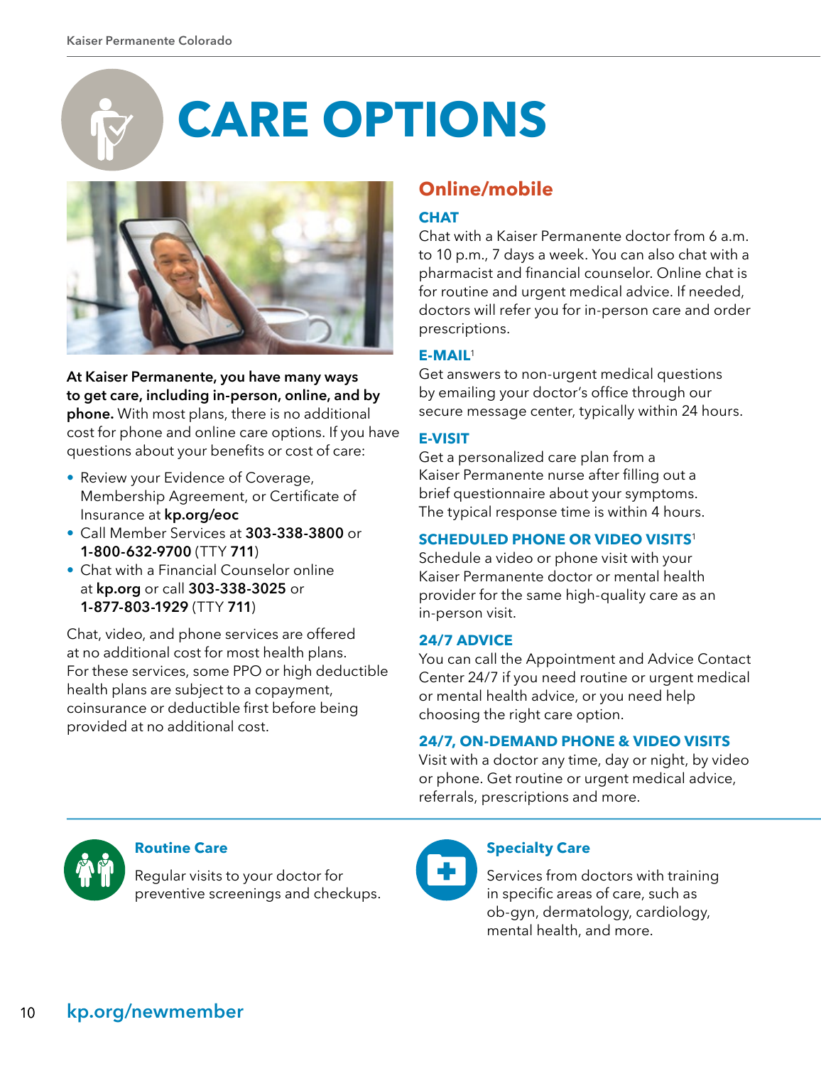# CARE OPTIONS

**At Kaiser Permanente, you have many ways to get care, including in-person, online, and by phone.** With most plans, there is no additional cost for phone and online care options. If you have questions about your benefits or cost of care:

- Review your Evidence of Coverage, Membership Agreement, or Certificate of Insurance at **kp.org/eoc**
- Call Member Services at **303-338-3800** or **1-800-632-9700** (TTY **711**)
- Chat with a Financial Counselor online at **kp.org** or call **303-338-3025** or **1-877-803-1929** (TTY **711**)

Chat, video, and phone services are offered at no additional cost for most health plans. For these services, some PPO or high deductible health plans are subject to a copayment, coinsurance or deductible first before being provided at no additional cost.

## Online/mobile

### CHAT

Chat with a Kaiser Permanente doctor from 6 a.m. to 10 p.m., 7 days a week. You can also chat with a pharmacist and financial counselor. Online chat is for routine and urgent medical advice. If needed, doctors will refer you for in-person care and order prescriptions.

### E-MAIL[1]

Get answers to non-urgent medical questions by emailing your doctor's office through our secure message center, typically within 24 hours.

### E-VISIT

Get a personalized care plan from a Kaiser Permanente nurse after filling out a brief questionnaire about your symptoms. The typical response time is within 4 hours.

### SCHEDULED PHONE OR VIDEO VISITS[1]

Schedule a video or phone visit with your Kaiser Permanente doctor or mental health provider for the same high-quality care as an in-person visit.

### 24/7 ADVICE

You can call the Appointment and Advice Contact Center 24/7 if you need routine or urgent medical or mental health advice, or you need help choosing the right care option.

### 24/7, ON-DEMAND PHONE & VIDEO VISITS

Visit with a doctor any time, day or night, by video or phone. Get routine or urgent medical advice, referrals, prescriptions and more.

---

### Routine Care

Regular visits to your doctor for preventive screenings and checkups.

### Specialty Care

Services from doctors with training in specific areas of care, such as ob-gyn, dermatology, cardiology, mental health, and more.

kp.org/newmember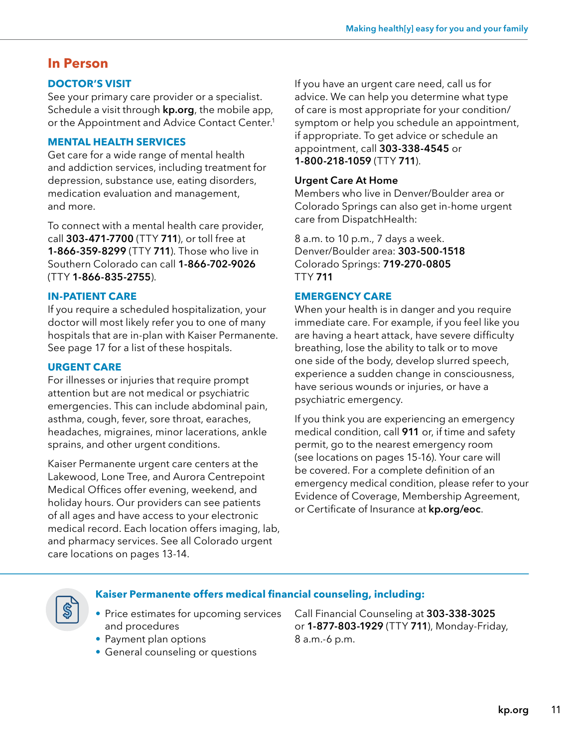## In Person

### DOCTOR'S VISIT

See your primary care provider or a specialist. Schedule a visit through **kp.org**, the mobile app, or the Appointment and Advice Contact Center.[1]

### MENTAL HEALTH SERVICES

Get care for a wide range of mental health and addiction services, including treatment for depression, substance use, eating disorders, medication evaluation and management, and more.

To connect with a mental health care provider, call **303-471-7700** (TTY **711**), or toll free at **1-866-359-8299** (TTY **711**). Those who live in Southern Colorado can call **1-866-702-9026** (TTY **1-866-835-2755**).

### IN-PATIENT CARE

If you require a scheduled hospitalization, your doctor will most likely refer you to one of many hospitals that are in-plan with Kaiser Permanente. See page 17 for a list of these hospitals.

### URGENT CARE

For illnesses or injuries that require prompt attention but are not medical or psychiatric emergencies. This can include abdominal pain, asthma, cough, fever, sore throat, earaches, headaches, migraines, minor lacerations, ankle sprains, and other urgent conditions.

Kaiser Permanente urgent care centers at the Lakewood, Lone Tree, and Aurora Centrepoint Medical Offices offer evening, weekend, and holiday hours. Our providers can see patients of all ages and have access to your electronic medical record. Each location offers imaging, lab, and pharmacy services. See all Colorado urgent care locations on pages 13-14.

If you have an urgent care need, call us for advice. We can help you determine what type of care is most appropriate for your condition/symptom or help you schedule an appointment, if appropriate. To get advice or schedule an appointment, call **303-338-4545** or **1-800-218-1059** (TTY **711**).

#### Urgent Care At Home

Members who live in Denver/Boulder area or Colorado Springs can also get in-home urgent care from DispatchHealth:

8 a.m. to 10 p.m., 7 days a week.
Denver/Boulder area: **303-500-1518**
Colorado Springs: **719-270-0805**
TTY **711**

### EMERGENCY CARE

When your health is in danger and you require immediate care. For example, if you feel like you are having a heart attack, have severe difficulty breathing, lose the ability to talk or to move one side of the body, develop slurred speech, experience a sudden change in consciousness, have serious wounds or injuries, or have a psychiatric emergency.

If you think you are experiencing an emergency medical condition, call **911** or, if time and safety permit, go to the nearest emergency room (see locations on pages 15-16). Your care will be covered. For a complete definition of an emergency medical condition, please refer to your Evidence of Coverage, Membership Agreement, or Certificate of Insurance at **kp.org/eoc**.

---

**Kaiser Permanente offers medical financial counseling, including:**

- Price estimates for upcoming services and procedures
- Payment plan options
- General counseling or questions

Call Financial Counseling at **303-338-3025** or **1-877-803-1929** (TTY **711**), Monday-Friday, 8 a.m.-6 p.m.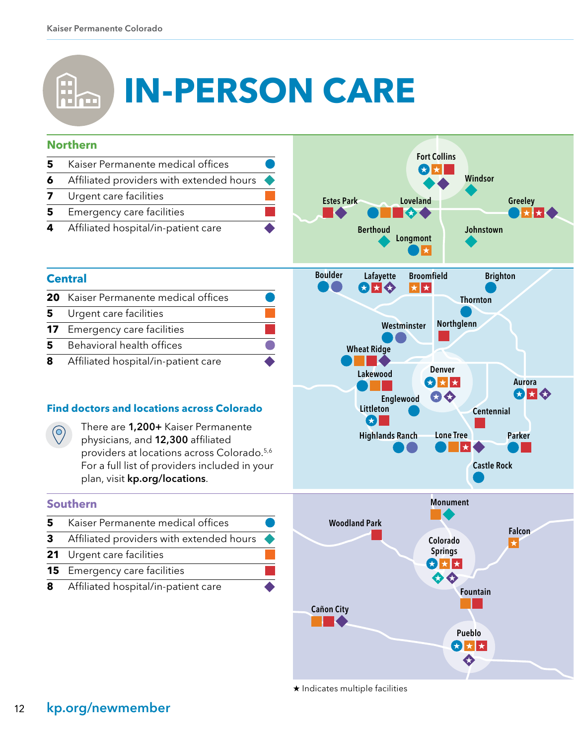# IN-PERSON CARE

## Northern

| | | |
|---|---|---|
| 5 | Kaiser Permanente medical offices | ● |
| 6 | Affiliated providers with extended hours | ◆ |
| 7 | Urgent care facilities | ■ |
| 5 | Emergency care facilities | ■ |
| 4 | Affiliated hospital/in-patient care | ◆ |

Fort Collins, Windsor, Estes Park, Loveland, Greeley, Berthoud, Longmont, Johnstown

## Central

| | | |
|---|---|---|
| 20 | Kaiser Permanente medical offices | ● |
| 5 | Urgent care facilities | ■ |
| 17 | Emergency care facilities | ■ |
| 5 | Behavioral health offices | ● |
| 8 | Affiliated hospital/in-patient care | ◆ |

Boulder, Lafayette, Broomfield, Brighton, Thornton, Westminster, Northglenn, Wheat Ridge, Lakewood, Denver, Aurora, Englewood, Littleton, Centennial, Highlands Ranch, Lone Tree, Parker, Castle Rock

### Find doctors and locations across Colorado

There are **1,200+** Kaiser Permanente physicians, and **12,300** affiliated providers at locations across Colorado.[5,6] For a full list of providers included in your plan, visit **kp.org/locations**.

## Southern

| | | |
|---|---|---|
| 5 | Kaiser Permanente medical offices | ● |
| 3 | Affiliated providers with extended hours | ◆ |
| 21 | Urgent care facilities | ■ |
| 15 | Emergency care facilities | ■ |
| 8 | Affiliated hospital/in-patient care | ◆ |

Monument, Woodland Park, Falcon, Colorado Springs, Fountain, Cañon City, Pueblo

★ Indicates multiple facilities

kp.org/newmember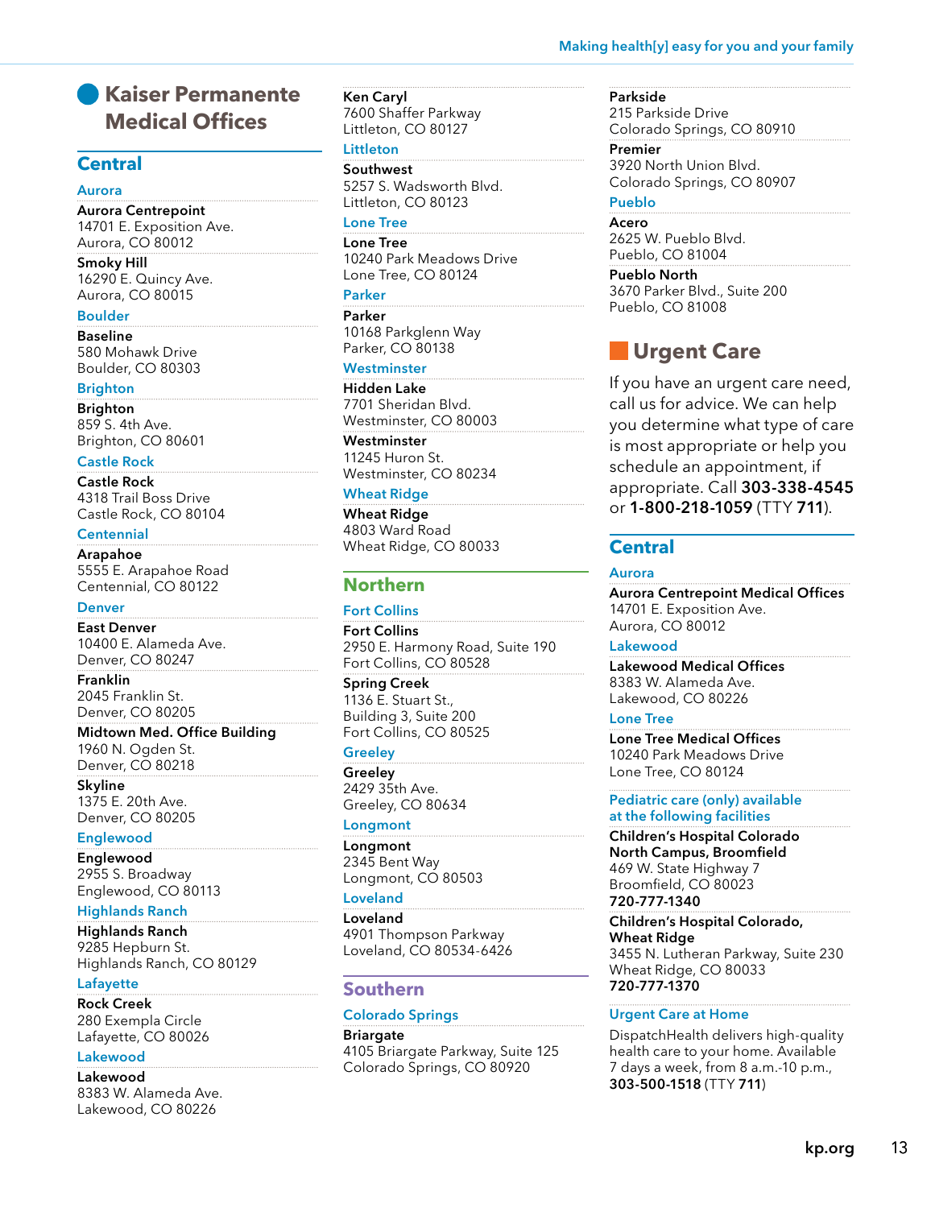# Kaiser Permanente Medical Offices

## Central

### Aurora

**Aurora Centrepoint**
14701 E. Exposition Ave.
Aurora, CO 80012

**Smoky Hill**
16290 E. Quincy Ave.
Aurora, CO 80015

### Boulder

**Baseline**
580 Mohawk Drive
Boulder, CO 80303

### Brighton

**Brighton**
859 S. 4th Ave.
Brighton, CO 80601

### Castle Rock

**Castle Rock**
4318 Trail Boss Drive
Castle Rock, CO 80104

### Centennial

**Arapahoe**
5555 E. Arapahoe Road
Centennial, CO 80122

### Denver

**East Denver**
10400 E. Alameda Ave.
Denver, CO 80247

**Franklin**
2045 Franklin St.
Denver, CO 80205

**Midtown Med. Office Building**
1960 N. Ogden St.
Denver, CO 80218

**Skyline**
1375 E. 20th Ave.
Denver, CO 80205

### Englewood

**Englewood**
2955 S. Broadway
Englewood, CO 80113

### Highlands Ranch

**Highlands Ranch**
9285 Hepburn St.
Highlands Ranch, CO 80129

### Lafayette

**Rock Creek**
280 Exempla Circle
Lafayette, CO 80026

### Lakewood

**Lakewood**
8383 W. Alameda Ave.
Lakewood, CO 80226

**Ken Caryl**
7600 Shaffer Parkway
Littleton, CO 80127

### Littleton

**Southwest**
5257 S. Wadsworth Blvd.
Littleton, CO 80123

### Lone Tree

**Lone Tree**
10240 Park Meadows Drive
Lone Tree, CO 80124

### Parker

**Parker**
10168 Parkglenn Way
Parker, CO 80138

### Westminster

**Hidden Lake**
7701 Sheridan Blvd.
Westminster, CO 80003

**Westminster**
11245 Huron St.
Westminster, CO 80234

### Wheat Ridge

**Wheat Ridge**
4803 Ward Road
Wheat Ridge, CO 80033

## Northern

### Fort Collins

**Fort Collins**
2950 E. Harmony Road, Suite 190
Fort Collins, CO 80528

**Spring Creek**
1136 E. Stuart St.,
Building 3, Suite 200
Fort Collins, CO 80525

### Greeley

**Greeley**
2429 35th Ave.
Greeley, CO 80634

### Longmont

**Longmont**
2345 Bent Way
Longmont, CO 80503

### Loveland

**Loveland**
4901 Thompson Parkway
Loveland, CO 80534-6426

## Southern

### Colorado Springs

**Briargate**
4105 Briargate Parkway, Suite 125
Colorado Springs, CO 80920

**Parkside**
215 Parkside Drive
Colorado Springs, CO 80910

**Premier**
3920 North Union Blvd.
Colorado Springs, CO 80907

### Pueblo

**Acero**
2625 W. Pueblo Blvd.
Pueblo, CO 81004

**Pueblo North**
3670 Parker Blvd., Suite 200
Pueblo, CO 81008

# Urgent Care

If you have an urgent care need, call us for advice. We can help you determine what type of care is most appropriate or help you schedule an appointment, if appropriate. Call **303-338-4545** or **1-800-218-1059** (TTY **711**).

## Central

### Aurora

**Aurora Centrepoint Medical Offices**
14701 E. Exposition Ave.
Aurora, CO 80012

### Lakewood

**Lakewood Medical Offices**
8383 W. Alameda Ave.
Lakewood, CO 80226

### Lone Tree

**Lone Tree Medical Offices**
10240 Park Meadows Drive
Lone Tree, CO 80124

### Pediatric care (only) available at the following facilities

**Children's Hospital Colorado North Campus, Broomfield**
469 W. State Highway 7
Broomfield, CO 80023
**720-777-1340**

**Children's Hospital Colorado, Wheat Ridge**
3455 N. Lutheran Parkway, Suite 230
Wheat Ridge, CO 80033
**720-777-1370**

### Urgent Care at Home

DispatchHealth delivers high-quality health care to your home. Available 7 days a week, from 8 a.m.-10 p.m., **303-500-1518** (TTY **711**)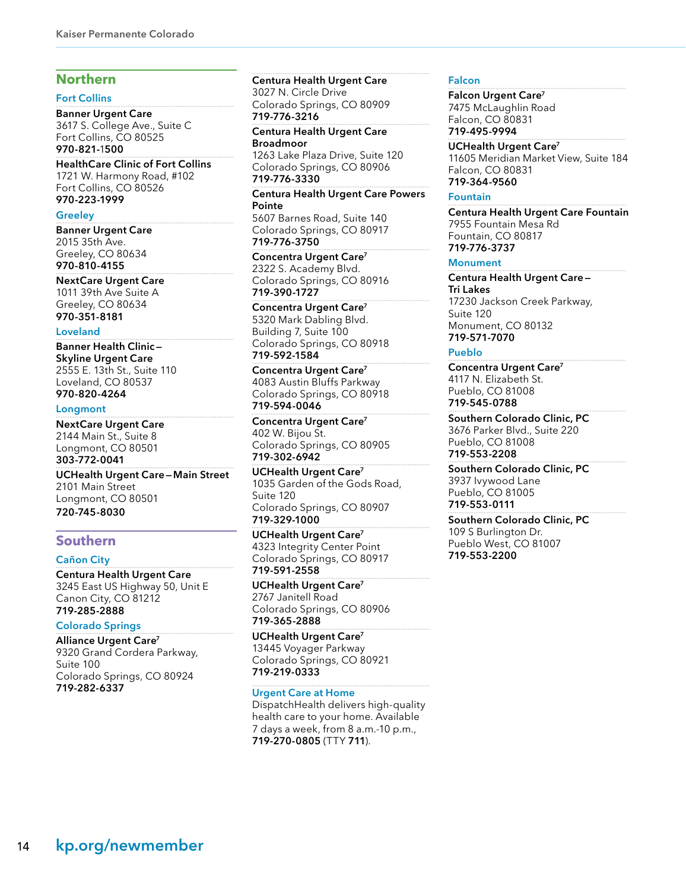## Northern

### Fort Collins

**Banner Urgent Care**
3617 S. College Ave., Suite C
Fort Collins, CO 80525
**970-821-1500**

**HealthCare Clinic of Fort Collins**
1721 W. Harmony Road, #102
Fort Collins, CO 80526
**970-223-1999**

### Greeley

**Banner Urgent Care**
2015 35th Ave.
Greeley, CO 80634
**970-810-4155**

**NextCare Urgent Care**
1011 39th Ave Suite A
Greeley, CO 80634
**970-351-8181**

### Loveland

**Banner Health Clinic – Skyline Urgent Care**
2555 E. 13th St., Suite 110
Loveland, CO 80537
**970-820-4264**

### Longmont

**NextCare Urgent Care**
2144 Main St., Suite 8
Longmont, CO 80501
**303-772-0041**

**UCHealth Urgent Care – Main Street**
2101 Main Street
Longmont, CO 80501
**720-745-8030**

## Southern

### Cañon City

**Centura Health Urgent Care**
3245 East US Highway 50, Unit E
Canon City, CO 81212
**719-285-2888**

### Colorado Springs

**Alliance Urgent Care**[7]
9320 Grand Cordera Parkway, Suite 100
Colorado Springs, CO 80924
**719-282-6337**

**Centura Health Urgent Care**
3027 N. Circle Drive
Colorado Springs, CO 80909
**719-776-3216**

**Centura Health Urgent Care Broadmoor**
1263 Lake Plaza Drive, Suite 120
Colorado Springs, CO 80906
**719-776-3330**

**Centura Health Urgent Care Powers Pointe**
5607 Barnes Road, Suite 140
Colorado Springs, CO 80917
**719-776-3750**

**Concentra Urgent Care**[7]
2322 S. Academy Blvd.
Colorado Springs, CO 80916
**719-390-1727**

**Concentra Urgent Care**[7]
5320 Mark Dabling Blvd.
Building 7, Suite 100
Colorado Springs, CO 80918
**719-592-1584**

**Concentra Urgent Care**[7]
4083 Austin Bluffs Parkway
Colorado Springs, CO 80918
**719-594-0046**

**Concentra Urgent Care**[7]
402 W. Bijou St.
Colorado Springs, CO 80905
**719-302-6942**

**UCHealth Urgent Care**[7]
1035 Garden of the Gods Road, Suite 120
Colorado Springs, CO 80907
**719-329-1000**

**UCHealth Urgent Care**[7]
4323 Integrity Center Point
Colorado Springs, CO 80917
**719-591-2558**

**UCHealth Urgent Care**[7]
2767 Janitell Road
Colorado Springs, CO 80906
**719-365-2888**

**UCHealth Urgent Care**[7]
13445 Voyager Parkway
Colorado Springs, CO 80921
**719-219-0333**

### Urgent Care at Home

DispatchHealth delivers high-quality health care to your home. Available 7 days a week, from 8 a.m.-10 p.m., **719-270-0805** (TTY **711**).

### Falcon

**Falcon Urgent Care**[7]
7475 McLaughlin Road
Falcon, CO 80831
**719-495-9994**

**UCHealth Urgent Care**[7]
11605 Meridian Market View, Suite 184
Falcon, CO 80831
**719-364-9560**

### Fountain

**Centura Health Urgent Care Fountain**
7955 Fountain Mesa Rd
Fountain, CO 80817
**719-776-3737**

### Monument

**Centura Health Urgent Care – Tri Lakes**
17230 Jackson Creek Parkway, Suite 120
Monument, CO 80132
**719-571-7070**

### Pueblo

**Concentra Urgent Care**[7]
4117 N. Elizabeth St.
Pueblo, CO 81008
**719-545-0788**

**Southern Colorado Clinic, PC**
3676 Parker Blvd., Suite 220
Pueblo, CO 81008
**719-553-2208**

**Southern Colorado Clinic, PC**
3937 Ivywood Lane
Pueblo, CO 81005
**719-553-0111**

**Southern Colorado Clinic, PC**
109 S Burlington Dr.
Pueblo West, CO 81007
**719-553-2200**

kp.org/newmember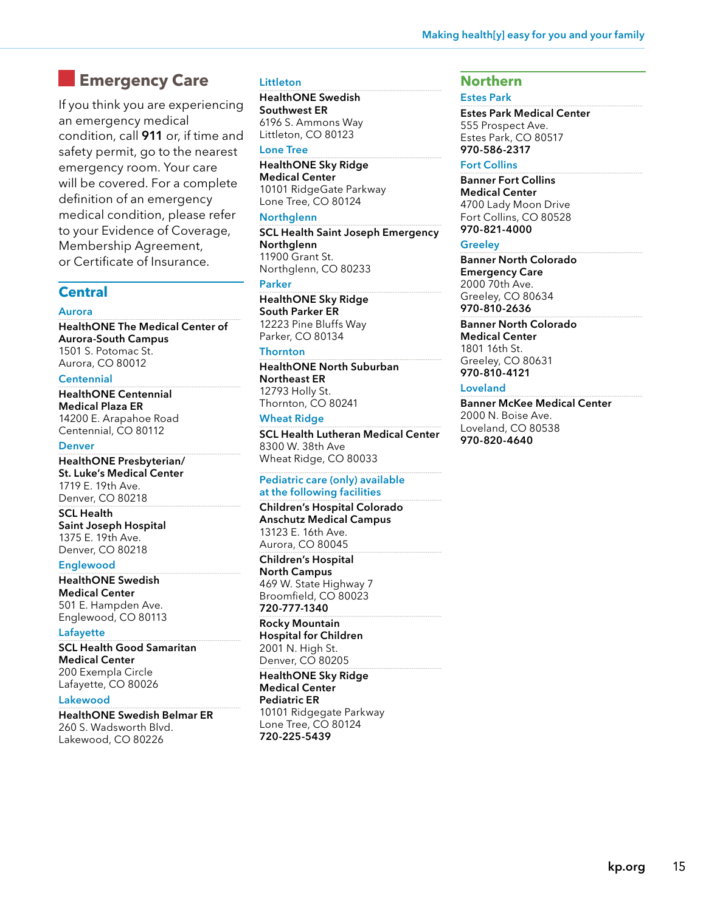## Emergency Care

If you think you are experiencing an emergency medical condition, call **911** or, if time and safety permit, go to the nearest emergency room. Your care will be covered. For a complete definition of an emergency medical condition, please refer to your Evidence of Coverage, Membership Agreement, or Certificate of Insurance.

### Central

#### Aurora

**HealthONE The Medical Center of Aurora-South Campus**
1501 S. Potomac St.
Aurora, CO 80012

#### Centennial

**HealthONE Centennial Medical Plaza ER**
14200 E. Arapahoe Road
Centennial, CO 80112

#### Denver

**HealthONE Presbyterian/ St. Luke's Medical Center**
1719 E. 19th Ave.
Denver, CO 80218

**SCL Health Saint Joseph Hospital**
1375 E. 19th Ave.
Denver, CO 80218

#### Englewood

**HealthONE Swedish Medical Center**
501 E. Hampden Ave.
Englewood, CO 80113

#### Lafayette

**SCL Health Good Samaritan Medical Center**
200 Exempla Circle
Lafayette, CO 80026

#### Lakewood

**HealthONE Swedish Belmar ER**
260 S. Wadsworth Blvd.
Lakewood, CO 80226

#### Littleton

**HealthONE Swedish Southwest ER**
6196 S. Ammons Way
Littleton, CO 80123

#### Lone Tree

**HealthONE Sky Ridge Medical Center**
10101 RidgeGate Parkway
Lone Tree, CO 80124

#### Northglenn

**SCL Health Saint Joseph Emergency Northglenn**
11900 Grant St.
Northglenn, CO 80233

#### Parker

**HealthONE Sky Ridge South Parker ER**
12223 Pine Bluffs Way
Parker, CO 80134

#### Thornton

**HealthONE North Suburban Northeast ER**
12793 Holly St.
Thornton, CO 80241

#### Wheat Ridge

**SCL Health Lutheran Medical Center**
8300 W. 38th Ave
Wheat Ridge, CO 80033

#### Pediatric care (only) available at the following facilities

**Children's Hospital Colorado Anschutz Medical Campus**
13123 E. 16th Ave.
Aurora, CO 80045

**Children's Hospital North Campus**
469 W. State Highway 7
Broomfield, CO 80023
**720-777-1340**

**Rocky Mountain Hospital for Children**
2001 N. High St.
Denver, CO 80205

**HealthONE Sky Ridge Medical Center Pediatric ER**
10101 Ridgegate Parkway
Lone Tree, CO 80124
**720-225-5439**

### Northern

#### Estes Park

**Estes Park Medical Center**
555 Prospect Ave.
Estes Park, CO 80517
**970-586-2317**

#### Fort Collins

**Banner Fort Collins Medical Center**
4700 Lady Moon Drive
Fort Collins, CO 80528
**970-821-4000**

#### Greeley

**Banner North Colorado Emergency Care**
2000 70th Ave.
Greeley, CO 80634
**970-810-2636**

**Banner North Colorado Medical Center**
1801 16th St.
Greeley, CO 80631
**970-810-4121**

#### Loveland

**Banner McKee Medical Center**
2000 N. Boise Ave.
Loveland, CO 80538
**970-820-4640**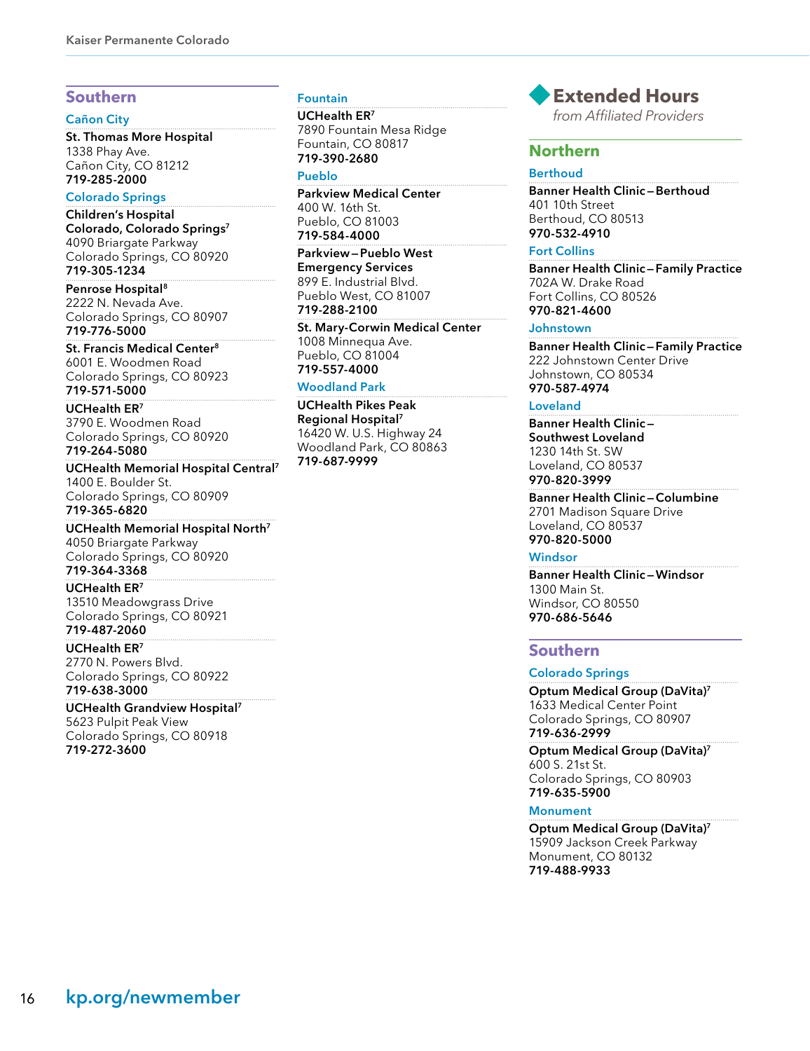## Southern

### Cañon City

**St. Thomas More Hospital**
1338 Phay Ave.
Cañon City, CO 81212
**719-285-2000**

### Colorado Springs

**Children's Hospital Colorado, Colorado Springs**[7]
4090 Briargate Parkway
Colorado Springs, CO 80920
**719-305-1234**

**Penrose Hospital**[8]
2222 N. Nevada Ave.
Colorado Springs, CO 80907
**719-776-5000**

**St. Francis Medical Center**[8]
6001 E. Woodmen Road
Colorado Springs, CO 80923
**719-571-5000**

**UCHealth ER**[7]
3790 E. Woodmen Road
Colorado Springs, CO 80920
**719-264-5080**

**UCHealth Memorial Hospital Central**[7]
1400 E. Boulder St.
Colorado Springs, CO 80909
**719-365-6820**

**UCHealth Memorial Hospital North**[7]
4050 Briargate Parkway
Colorado Springs, CO 80920
**719-364-3368**

**UCHealth ER**[7]
13510 Meadowgrass Drive
Colorado Springs, CO 80921
**719-487-2060**

**UCHealth ER**[7]
2770 N. Powers Blvd.
Colorado Springs, CO 80922
**719-638-3000**

**UCHealth Grandview Hospital**[7]
5623 Pulpit Peak View
Colorado Springs, CO 80918
**719-272-3600**

### Fountain

**UCHealth ER**[7]
7890 Fountain Mesa Ridge
Fountain, CO 80817
**719-390-2680**

### Pueblo

**Parkview Medical Center**
400 W. 16th St.
Pueblo, CO 81003
**719-584-4000**

**Parkview – Pueblo West Emergency Services**
899 E. Industrial Blvd.
Pueblo West, CO 81007
**719-288-2100**

**St. Mary-Corwin Medical Center**
1008 Minnequa Ave.
Pueblo, CO 81004
**719-557-4000**

### Woodland Park

**UCHealth Pikes Peak Regional Hospital**[7]
16420 W. U.S. Highway 24
Woodland Park, CO 80863
**719-687-9999**

# Extended Hours

*from Affiliated Providers*

## Northern

### Berthoud

**Banner Health Clinic – Berthoud**
401 10th Street
Berthoud, CO 80513
**970-532-4910**

### Fort Collins

**Banner Health Clinic – Family Practice**
702A W. Drake Road
Fort Collins, CO 80526
**970-821-4600**

### Johnstown

**Banner Health Clinic – Family Practice**
222 Johnstown Center Drive
Johnstown, CO 80534
**970-587-4974**

### Loveland

**Banner Health Clinic – Southwest Loveland**
1230 14th St. SW
Loveland, CO 80537
**970-820-3999**

**Banner Health Clinic – Columbine**
2701 Madison Square Drive
Loveland, CO 80537
**970-820-5000**

### Windsor

**Banner Health Clinic – Windsor**
1300 Main St.
Windsor, CO 80550
**970-686-5646**

## Southern

### Colorado Springs

**Optum Medical Group (DaVita)**[7]
1633 Medical Center Point
Colorado Springs, CO 80907
**719-636-2999**

**Optum Medical Group (DaVita)**[7]
600 S. 21st St.
Colorado Springs, CO 80903
**719-635-5900**

### Monument

**Optum Medical Group (DaVita)**[7]
15909 Jackson Creek Parkway
Monument, CO 80132
**719-488-9933**

kp.org/newmember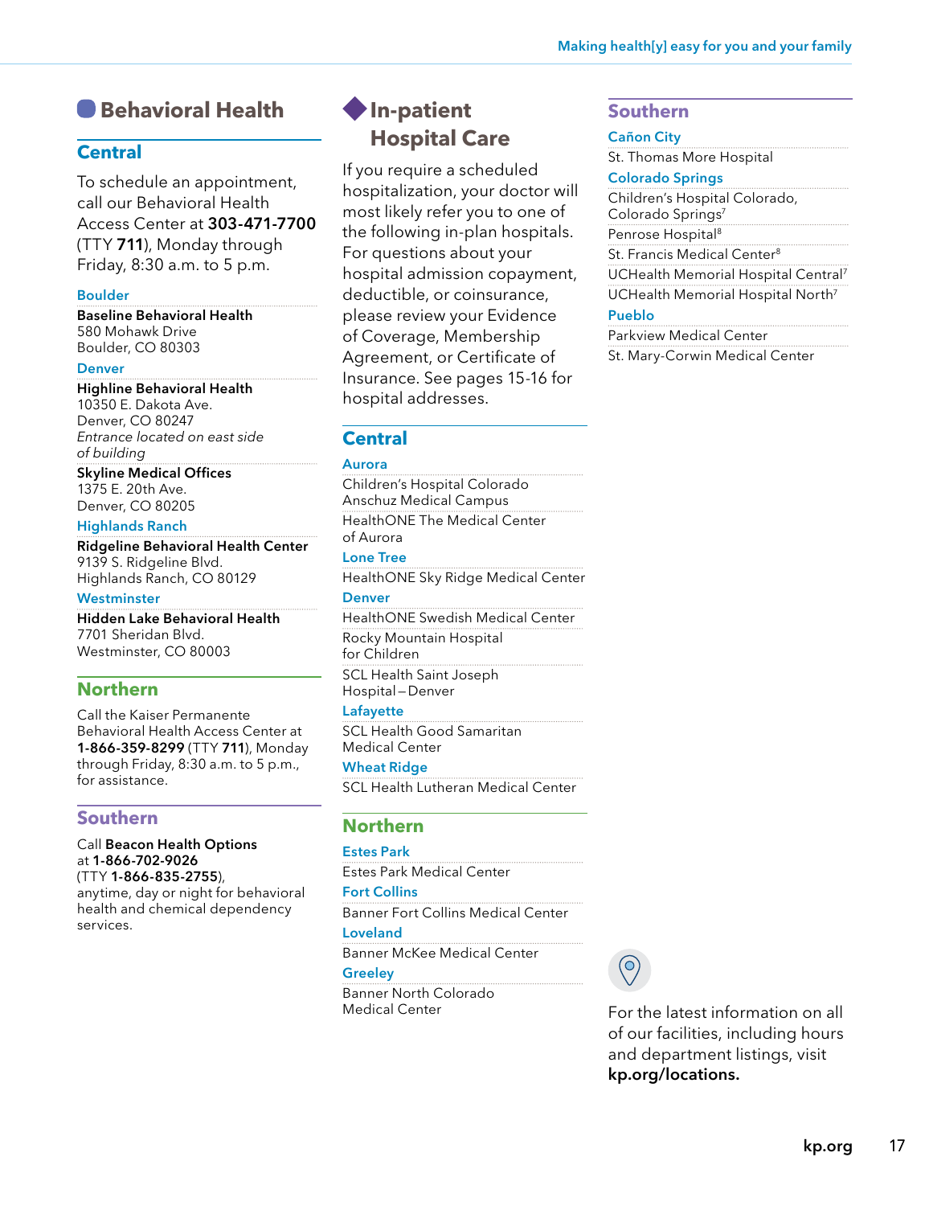# Behavioral Health

## Central

To schedule an appointment, call our Behavioral Health Access Center at **303-471-7700** (TTY **711**), Monday through Friday, 8:30 a.m. to 5 p.m.

### Boulder

**Baseline Behavioral Health**
580 Mohawk Drive
Boulder, CO 80303

### Denver

**Highline Behavioral Health**
10350 E. Dakota Ave.
Denver, CO 80247
*Entrance located on east side of building*

**Skyline Medical Offices**
1375 E. 20th Ave.
Denver, CO 80205

### Highlands Ranch

**Ridgeline Behavioral Health Center**
9139 S. Ridgeline Blvd.
Highlands Ranch, CO 80129

### Westminster

**Hidden Lake Behavioral Health**
7701 Sheridan Blvd.
Westminster, CO 80003

## Northern

Call the Kaiser Permanente Behavioral Health Access Center at **1-866-359-8299** (TTY **711**), Monday through Friday, 8:30 a.m. to 5 p.m., for assistance.

## Southern

Call **Beacon Health Options** at **1-866-702-9026** (TTY **1-866-835-2755**), anytime, day or night for behavioral health and chemical dependency services.

# In-patient Hospital Care

If you require a scheduled hospitalization, your doctor will most likely refer you to one of the following in-plan hospitals. For questions about your hospital admission copayment, deductible, or coinsurance, please review your Evidence of Coverage, Membership Agreement, or Certificate of Insurance. See pages 15-16 for hospital addresses.

## Central

### Aurora

Children's Hospital Colorado Anschuz Medical Campus

HealthONE The Medical Center of Aurora

### Lone Tree

HealthONE Sky Ridge Medical Center

### Denver

HealthONE Swedish Medical Center

Rocky Mountain Hospital for Children

SCL Health Saint Joseph Hospital – Denver

### Lafayette

SCL Health Good Samaritan Medical Center

### Wheat Ridge

SCL Health Lutheran Medical Center

## Northern

### Estes Park

Estes Park Medical Center

### Fort Collins

Banner Fort Collins Medical Center

### Loveland

Banner McKee Medical Center

### Greeley

Banner North Colorado Medical Center

## Southern

### Cañon City

St. Thomas More Hospital

### Colorado Springs

Children's Hospital Colorado, Colorado Springs[7]

Penrose Hospital[8]

St. Francis Medical Center[8]

UCHealth Memorial Hospital Central[7]

UCHealth Memorial Hospital North[7]

### Pueblo

Parkview Medical Center

St. Mary-Corwin Medical Center

For the latest information on all of our facilities, including hours and department listings, visit **kp.org/locations.**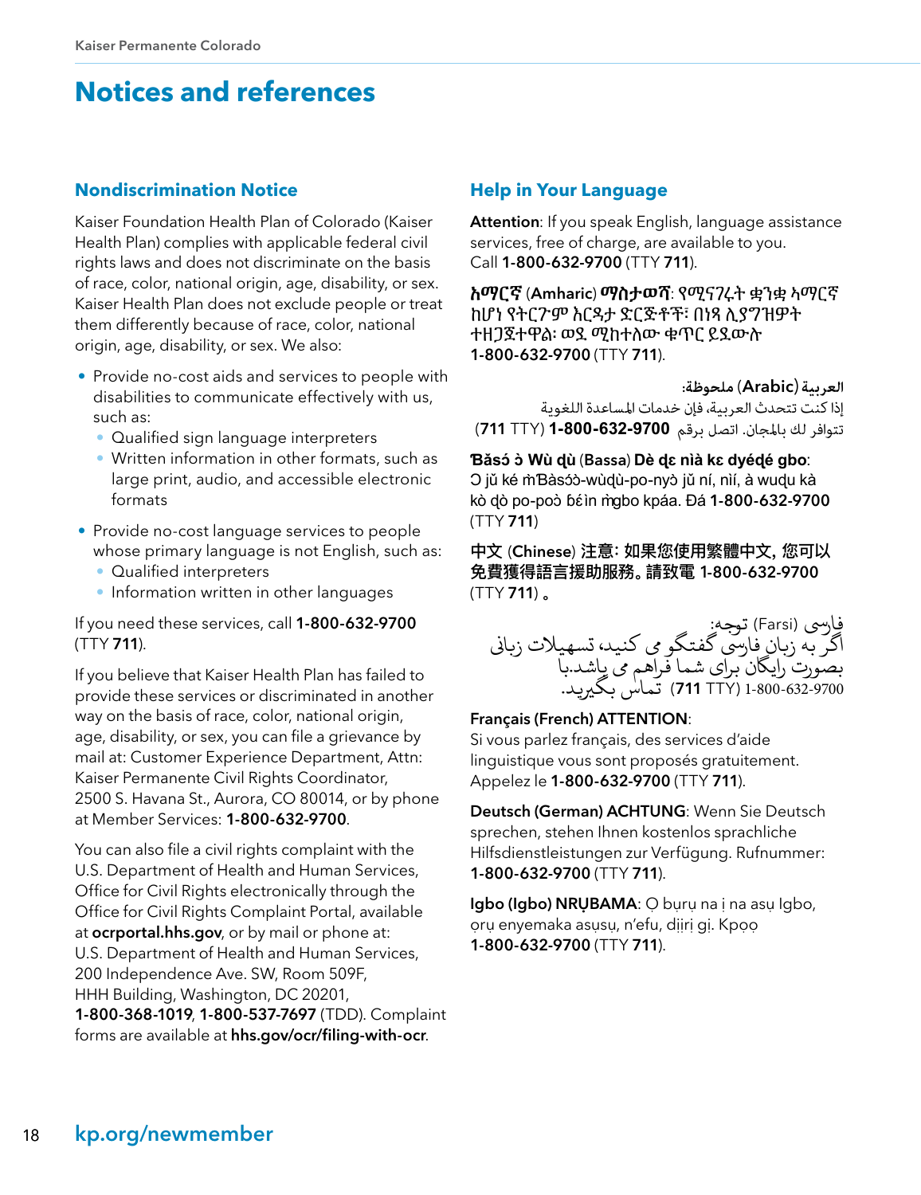# Notices and references

## Nondiscrimination Notice

Kaiser Foundation Health Plan of Colorado (Kaiser Health Plan) complies with applicable federal civil rights laws and does not discriminate on the basis of race, color, national origin, age, disability, or sex. Kaiser Health Plan does not exclude people or treat them differently because of race, color, national origin, age, disability, or sex. We also:

- Provide no-cost aids and services to people with disabilities to communicate effectively with us, such as:
  - Qualified sign language interpreters
  - Written information in other formats, such as large print, audio, and accessible electronic formats
- Provide no-cost language services to people whose primary language is not English, such as:
  - Qualified interpreters
  - Information written in other languages

If you need these services, call **1-800-632-9700** (TTY **711**).

If you believe that Kaiser Health Plan has failed to provide these services or discriminated in another way on the basis of race, color, national origin, age, disability, or sex, you can file a grievance by mail at: Customer Experience Department, Attn: Kaiser Permanente Civil Rights Coordinator, 2500 S. Havana St., Aurora, CO 80014, or by phone at Member Services: **1-800-632-9700**.

You can also file a civil rights complaint with the U.S. Department of Health and Human Services, Office for Civil Rights electronically through the Office for Civil Rights Complaint Portal, available at **ocrportal.hhs.gov**, or by mail or phone at: U.S. Department of Health and Human Services, 200 Independence Ave. SW, Room 509F, HHH Building, Washington, DC 20201, **1-800-368-1019**, **1-800-537-7697** (TDD). Complaint forms are available at **hhs.gov/ocr/filing-with-ocr**.

## Help in Your Language

**Attention**: If you speak English, language assistance services, free of charge, are available to you. Call **1-800-632-9700** (TTY **711**).

**አማርኛ** (Amharic) **ማስታወሻ**: የሚናገሩት ቋንቋ ኣማርኛ ከሆነ የትርጉም እርዳታ ድርጅቶች፣ በነጻ ሊያግዝዎት ተዘጋጀተዋል፡ ወደ ሚከተለው ቁጥር ይደውሉ **1-800-632-9700** (TTY **711**).

**العربية** (Arabic) **ملحوظة:**
إذا كنت تتحدث العربية، فإن خدمات المساعدة اللغوية تتوافر لك بالمجان. اتصل برقم **1-800-632-9700** (TTY **711**)

**Ɓǎsɔ́ ɔ̀ Wù ɖù** (Bassa) **Dè ɖɛ nìà kɛ dyédé gbo**: Ɔ jǔ ké m̀ Ɓàsɔ́ɔ̀-wùɖù-po-nyɔ̀ jǔ ní, nìí, à wuɖu kà kò ɖò po-poɔ̀ ɓɛ́ìn m̀gbo kpáa. Ðá **1-800-632-9700** (TTY **711**)

**中文** (Chinese) **注意：如果您使用繁體中文，您可以免費獲得語言援助服務。請致電 1-800-632-9700** (TTY **711**)。

فارسی (Farsi) توجه:
اگر به زبان فارسی گفتگو می کنید، تسهیلات زبانی بصورت رایگان برای شما فراهم می باشد.با 1-800-632-9700 (TTY **711**) تماس بگیرید.

**Français (French) ATTENTION**:
Si vous parlez français, des services d'aide linguistique vous sont proposés gratuitement. Appelez le **1-800-632-9700** (TTY **711**).

**Deutsch (German) ACHTUNG**: Wenn Sie Deutsch sprechen, stehen Ihnen kostenlos sprachliche Hilfsdienstleistungen zur Verfügung. Rufnummer: **1-800-632-9700** (TTY **711**).

**Igbo (Igbo) NRỤBAMA**: Ọ bụrụ na ị na asụ Igbo, ọrụ enyemaka asụsụ, n'efu, dịịrị gị. Kpọọ **1-800-632-9700** (TTY **711**).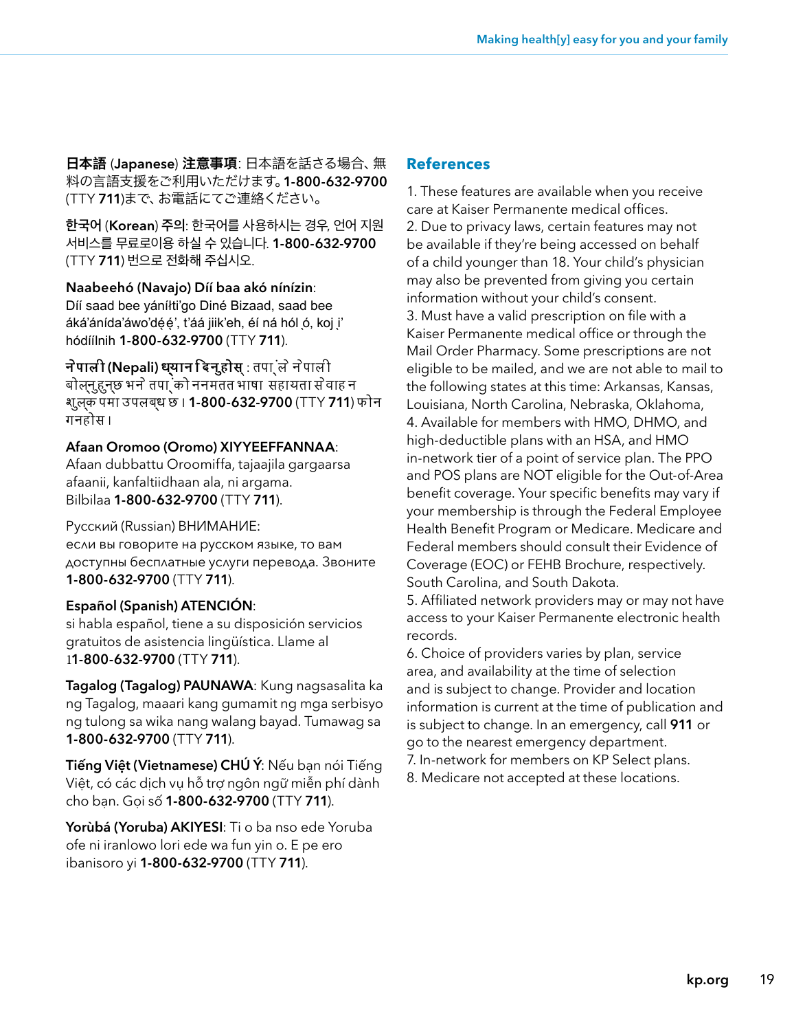**日本語** (Japanese) **注意事項**: 日本語を話さる場合、無料の言語支援をご利用いただけます。**1-800-632-9700** (TTY **711**)まで、お電話にてご連絡ください。

**한국어** (**Korean**) **주의**: 한국어를 사용하시는 경우, 언어 지원 서비스를 무료로이용 하실 수 있습니다. **1-800-632-9700** (TTY **711**) 번으로 전화해 주십시오.

**Naabeehó (Navajo) Díí baa akó nínízin**: Díí saad bee yáníłti'go Diné Bizaad, saad bee áká'ánída'áwo'dę́ę́', t'áá jiik'eh, éí ná hól ǫ́, koj į' hódíílnih **1-800-632-9700** (TTY **711**).

**नेपाली (Nepali) ध्यान दिनुहोस्** : तपार्इंले नेपाली बोल्नुहुन्छ भने तपार्इंको निम्ति भाषा सहायता सेवाहरू निःशुल्क रूपमा उपलब्ध छ । **1-800-632-9700** (TTY **711**) फोन गर्नुहोस् ।

**Afaan Oromoo (Oromo) XIYYEEFFANNAA**: Afaan dubbattu Oroomiffa, tajaajila gargaarsa afaanii, kanfaltiidhaan ala, ni argama. Bilbilaa **1-800-632-9700** (TTY **711**).

Русский (Russian) ВНИМАНИЕ: если вы говорите на русском языке, то вам доступны бесплатные услуги перевода. Звоните **1-800-632-9700** (TTY **711**).

**Español (Spanish) ATENCIÓN**: si habla español, tiene a su disposición servicios gratuitos de asistencia lingüística. Llame al 1**1-800-632-9700** (TTY **711**).

**Tagalog (Tagalog) PAUNAWA**: Kung nagsasalita ka ng Tagalog, maaari kang gumamit ng mga serbisyo ng tulong sa wika nang walang bayad. Tumawag sa **1-800-632-9700** (TTY **711**).

**Tiếng Việt (Vietnamese) CHÚ Ý**: Nếu bạn nói Tiếng Việt, có các dịch vụ hỗ trợ ngôn ngữ miễn phí dành cho bạn. Gọi số **1-800-632-9700** (TTY **711**).

**Yorùbá (Yoruba) AKIYESI**: Ti o ba nso ede Yoruba ofe ni iranlowo lori ede wa fun yin o. E pe ero ibanisoro yi **1-800-632-9700** (TTY **711**).

## References

1. These features are available when you receive care at Kaiser Permanente medical offices.
2. Due to privacy laws, certain features may not be available if they're being accessed on behalf of a child younger than 18. Your child's physician may also be prevented from giving you certain information without your child's consent.
3. Must have a valid prescription on file with a Kaiser Permanente medical office or through the Mail Order Pharmacy. Some prescriptions are not eligible to be mailed, and we are not able to mail to the following states at this time: Arkansas, Kansas, Louisiana, North Carolina, Nebraska, Oklahoma,
4. Available for members with HMO, DHMO, and high-deductible plans with an HSA, and HMO in-network tier of a point of service plan. The PPO and POS plans are NOT eligible for the Out-of-Area benefit coverage. Your specific benefits may vary if your membership is through the Federal Employee Health Benefit Program or Medicare. Medicare and Federal members should consult their Evidence of Coverage (EOC) or FEHB Brochure, respectively. South Carolina, and South Dakota.
5. Affiliated network providers may or may not have access to your Kaiser Permanente electronic health records.
6. Choice of providers varies by plan, service area, and availability at the time of selection and is subject to change. Provider and location information is current at the time of publication and is subject to change. In an emergency, call **911** or go to the nearest emergency department.
7. In-network for members on KP Select plans.
8. Medicare not accepted at these locations.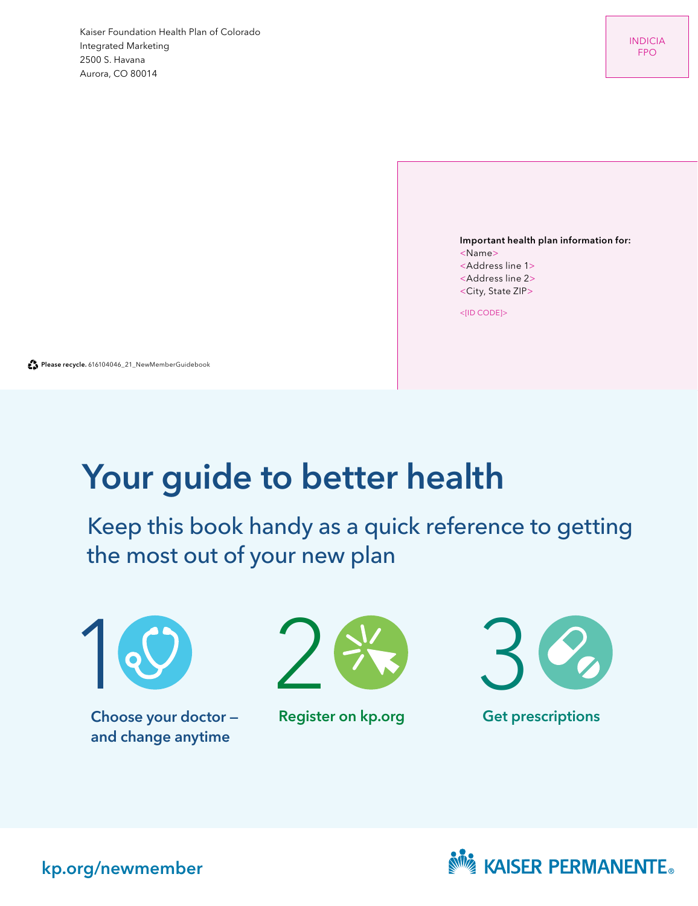Kaiser Foundation Health Plan of Colorado
Integrated Marketing
2500 S. Havana
Aurora, CO 80014

INDICIA
FPO

**Important health plan information for:**
<Name>
<Address line 1>
<Address line 2>
<City, State ZIP>

<[ID CODE]>

**Please recycle.** 616104046_21_NewMemberGuidebook

# Your guide to better health

## Keep this book handy as a quick reference to getting the most out of your new plan

1 **Choose your doctor – and change anytime**

2 **Register on kp.org**

3 **Get prescriptions**

**kp.org/newmember**

KAISER PERMANENTE®